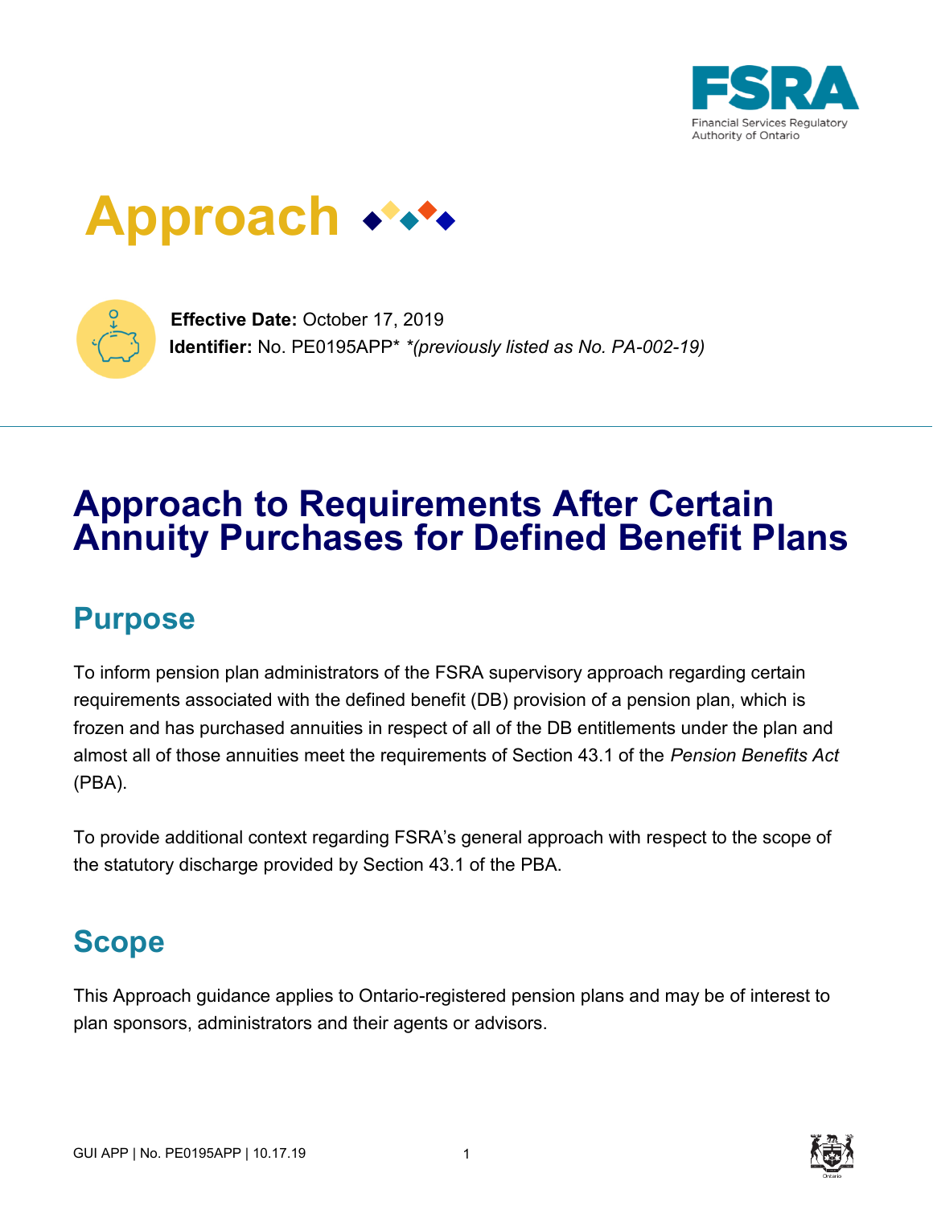# Approach

**Effective Date:** October 17, 2019
**Identifier:** No. PE0195APP\* *\*(previously listed as No. PA-002-19)*

# Approach to Requirements After Certain Annuity Purchases for Defined Benefit Plans

## Purpose

To inform pension plan administrators of the FSRA supervisory approach regarding certain requirements associated with the defined benefit (DB) provision of a pension plan, which is frozen and has purchased annuities in respect of all of the DB entitlements under the plan and almost all of those annuities meet the requirements of Section 43.1 of the *Pension Benefits Act* (PBA).

To provide additional context regarding FSRA's general approach with respect to the scope of the statutory discharge provided by Section 43.1 of the PBA.

## Scope

This Approach guidance applies to Ontario-registered pension plans and may be of interest to plan sponsors, administrators and their agents or advisors.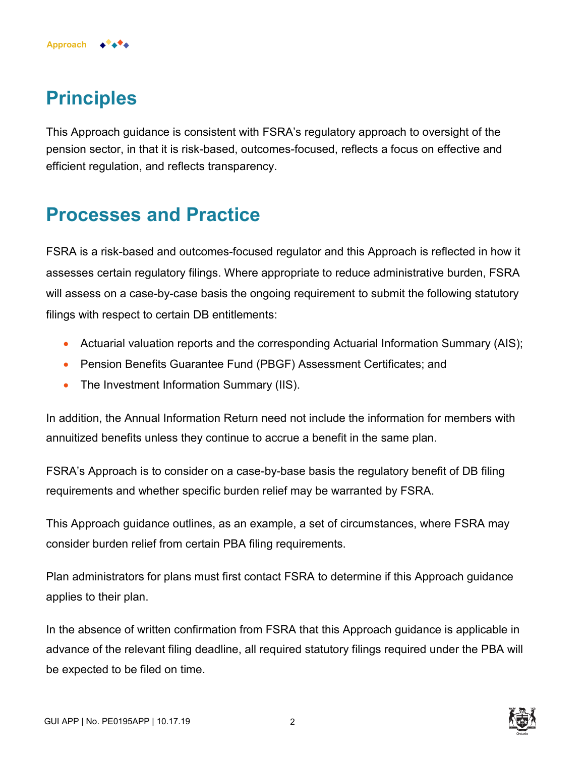# Principles

This Approach guidance is consistent with FSRA's regulatory approach to oversight of the pension sector, in that it is risk-based, outcomes-focused, reflects a focus on effective and efficient regulation, and reflects transparency.

# Processes and Practice

FSRA is a risk-based and outcomes-focused regulator and this Approach is reflected in how it assesses certain regulatory filings. Where appropriate to reduce administrative burden, FSRA will assess on a case-by-case basis the ongoing requirement to submit the following statutory filings with respect to certain DB entitlements:

- Actuarial valuation reports and the corresponding Actuarial Information Summary (AIS);
- Pension Benefits Guarantee Fund (PBGF) Assessment Certificates; and
- The Investment Information Summary (IIS).

In addition, the Annual Information Return need not include the information for members with annuitized benefits unless they continue to accrue a benefit in the same plan.

FSRA's Approach is to consider on a case-by-base basis the regulatory benefit of DB filing requirements and whether specific burden relief may be warranted by FSRA.

This Approach guidance outlines, as an example, a set of circumstances, where FSRA may consider burden relief from certain PBA filing requirements.

Plan administrators for plans must first contact FSRA to determine if this Approach guidance applies to their plan.

In the absence of written confirmation from FSRA that this Approach guidance is applicable in advance of the relevant filing deadline, all required statutory filings required under the PBA will be expected to be filed on time.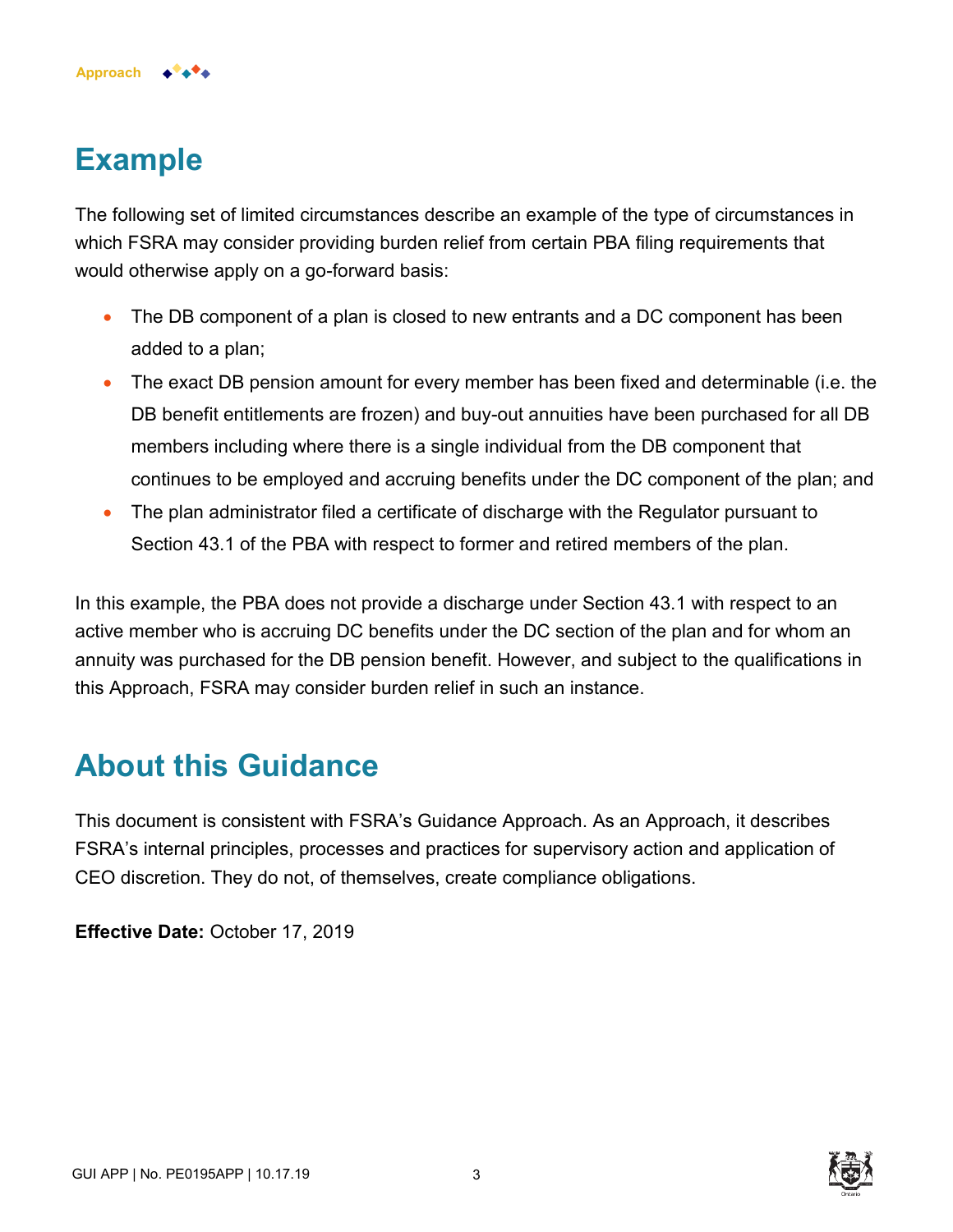# Example

The following set of limited circumstances describe an example of the type of circumstances in which FSRA may consider providing burden relief from certain PBA filing requirements that would otherwise apply on a go-forward basis:

- The DB component of a plan is closed to new entrants and a DC component has been added to a plan;
- The exact DB pension amount for every member has been fixed and determinable (i.e. the DB benefit entitlements are frozen) and buy-out annuities have been purchased for all DB members including where there is a single individual from the DB component that continues to be employed and accruing benefits under the DC component of the plan; and
- The plan administrator filed a certificate of discharge with the Regulator pursuant to Section 43.1 of the PBA with respect to former and retired members of the plan.

In this example, the PBA does not provide a discharge under Section 43.1 with respect to an active member who is accruing DC benefits under the DC section of the plan and for whom an annuity was purchased for the DB pension benefit. However, and subject to the qualifications in this Approach, FSRA may consider burden relief in such an instance.

# About this Guidance

This document is consistent with FSRA's Guidance Approach. As an Approach, it describes FSRA's internal principles, processes and practices for supervisory action and application of CEO discretion. They do not, of themselves, create compliance obligations.

**Effective Date:** October 17, 2019